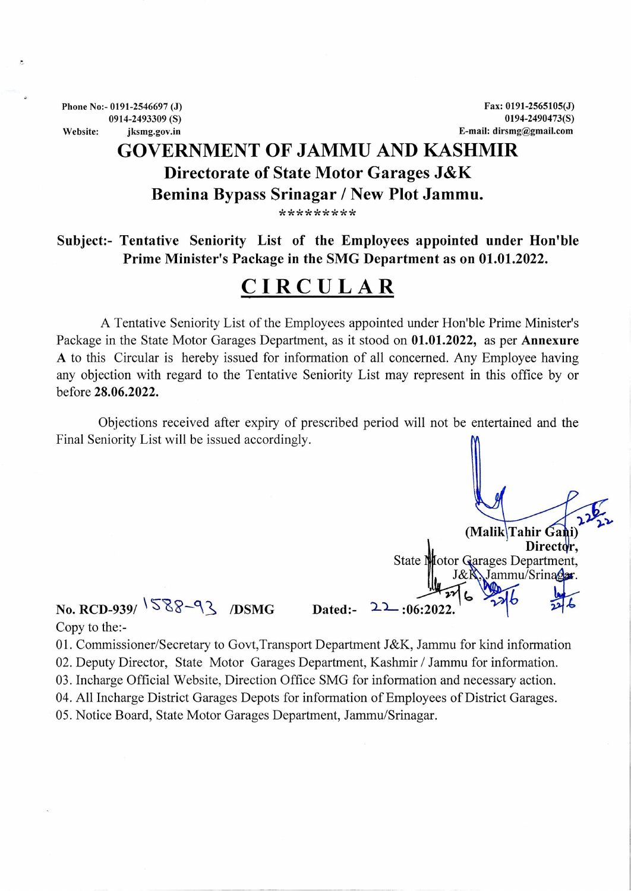Phone No:- 0191-2546697 (J)
0914-2493309 (S)
Website: jksmg.gov.in

Fax: 0191-2565105(J)
0194-2490473(S)
E-mail: dirsmg@gmail.com

# GOVERNMENT OF JAMMU AND KASHMIR

## Directorate of State Motor Garages J&K

## Bemina Bypass Srinagar / New Plot Jammu.

\*\*\*\*\*\*\*\*\*

**Subject:- Tentative Seniority List of the Employees appointed under Hon'ble Prime Minister's Package in the SMG Department as on 01.01.2022.**

# CIRCULAR

A Tentative Seniority List of the Employees appointed under Hon'ble Prime Minister's Package in the State Motor Garages Department, as it stood on **01.01.2022,** as per **Annexure A** to this Circular is hereby issued for information of all concerned. Any Employee having any objection with regard to the Tentative Seniority List may represent in this office by or before **28.06.2022.**

Objections received after expiry of prescribed period will not be entertained and the Final Seniority List will be issued accordingly.

**(Malik Tahir Gani)**
**Director,**
State Motor Garages Department,
J&K, Jammu/Srinagar.

**No. RCD-939/** 1588-93 **/DSMG** **Dated:-** 22 **:06:2022.**

Copy to the:-

01. Commissioner/Secretary to Govt,Transport Department J&K, Jammu for kind information
02. Deputy Director, State Motor Garages Department, Kashmir / Jammu for information.
03. Incharge Official Website, Direction Office SMG for information and necessary action.
04. All Incharge District Garages Depots for information of Employees of District Garages.
05. Notice Board, State Motor Garages Department, Jammu/Srinagar.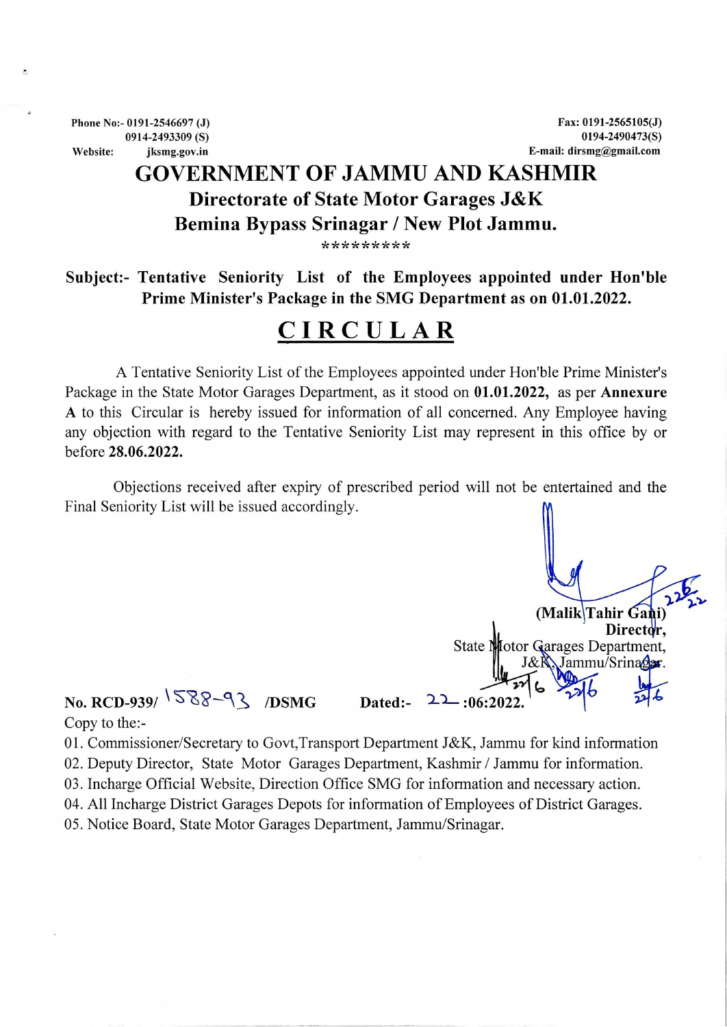Phone No:- 0191-2546697 (J)
0914-2493309 (S)
Website: jksmg.gov.in

Fax: 0191-2565105(J)
0194-2490473(S)
E-mail: dirsmg@gmail.com

# GOVERNMENT OF JAMMU AND KASHMIR

## Directorate of State Motor Garages J&K

## Bemina Bypass Srinagar / New Plot Jammu.

*********

**Subject:- Tentative Seniority List of the Employees appointed under Hon'ble Prime Minister's Package in the SMG Department as on 01.01.2022.**

# CIRCULAR

A Tentative Seniority List of the Employees appointed under Hon'ble Prime Minister's Package in the State Motor Garages Department, as it stood on **01.01.2022,** as per **Annexure A** to this Circular is hereby issued for information of all concerned. Any Employee having any objection with regard to the Tentative Seniority List may represent in this office by or before **28.06.2022.**

Objections received after expiry of prescribed period will not be entertained and the Final Seniority List will be issued accordingly.

**(Malik Tahir Gani)**
**Director,**
State Motor Garages Department,
J&K, Jammu/Srinagar.

**No. RCD-939/ 1588-93 /DSMG** **Dated:- 22 :06:2022.**

Copy to the:-

01. Commissioner/Secretary to Govt,Transport Department J&K, Jammu for kind information
02. Deputy Director, State Motor Garages Department, Kashmir / Jammu for information.
03. Incharge Official Website, Direction Office SMG for information and necessary action.
04. All Incharge District Garages Depots for information of Employees of District Garages.
05. Notice Board, State Motor Garages Department, Jammu/Srinagar.